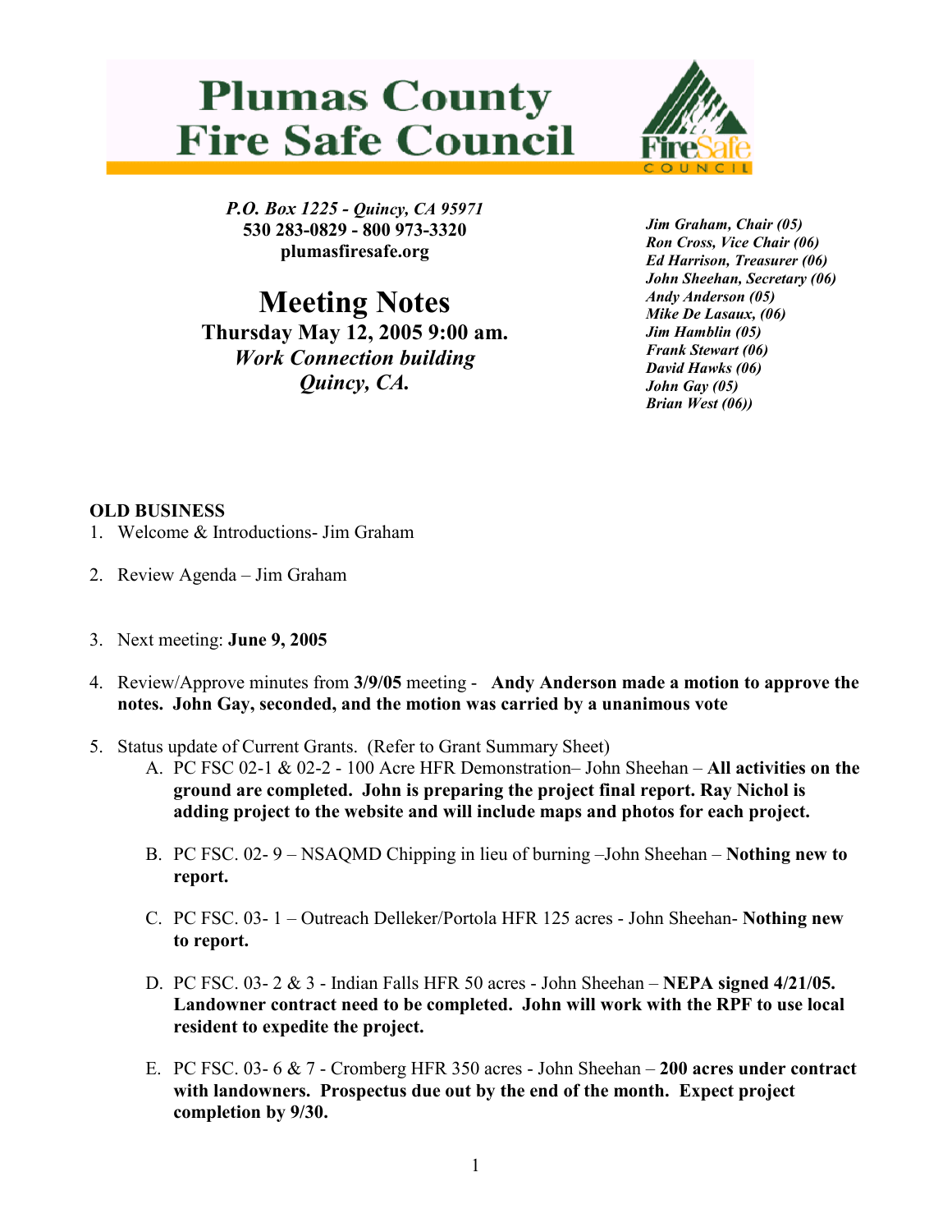# Plumas County Fire Safe Council

*P.O. Box 1225 - Quincy, CA 95971*
**530 283-0829 - 800 973-3320**
**plumasfiresafe.org**

*Jim Graham, Chair (05)*
*Ron Cross, Vice Chair (06)*
*Ed Harrison, Treasurer (06)*
*John Sheehan, Secretary (06)*
*Andy Anderson (05)*
*Mike De Lasaux, (06)*
*Jim Hamblin (05)*
*Frank Stewart (06)*
*David Hawks (06)*
*John Gay (05)*
*Brian West (06))*

# Meeting Notes

**Thursday May 12, 2005 9:00 am.**
***Work Connection building***
***Quincy, CA.***

**OLD BUSINESS**

1. Welcome & Introductions- Jim Graham

2. Review Agenda – Jim Graham

3. Next meeting: **June 9, 2005**

4. Review/Approve minutes from **3/9/05** meeting - **Andy Anderson made a motion to approve the notes. John Gay, seconded, and the motion was carried by a unanimous vote**

5. Status update of Current Grants. (Refer to Grant Summary Sheet)
   A. PC FSC 02-1 & 02-2 - 100 Acre HFR Demonstration– John Sheehan – **All activities on the ground are completed. John is preparing the project final report. Ray Nichol is adding project to the website and will include maps and photos for each project.**

   B. PC FSC. 02- 9 – NSAQMD Chipping in lieu of burning –John Sheehan – **Nothing new to report.**

   C. PC FSC. 03- 1 – Outreach Delleker/Portola HFR 125 acres - John Sheehan- **Nothing new to report.**

   D. PC FSC. 03- 2 & 3 - Indian Falls HFR 50 acres - John Sheehan – **NEPA signed 4/21/05. Landowner contract need to be completed. John will work with the RPF to use local resident to expedite the project.**

   E. PC FSC. 03- 6 & 7 - Cromberg HFR 350 acres - John Sheehan – **200 acres under contract with landowners. Prospectus due out by the end of the month. Expect project completion by 9/30.**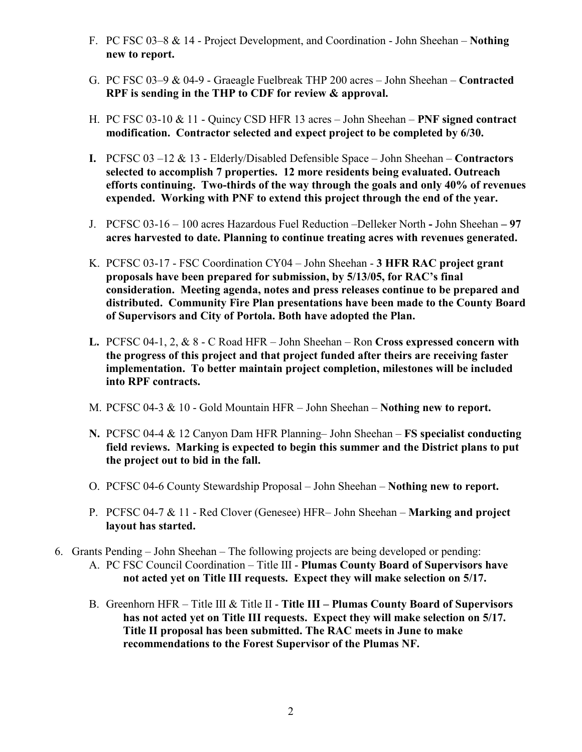F. PC FSC 03–8 & 14 - Project Development, and Coordination - John Sheehan – **Nothing new to report.**

G. PC FSC 03–9 & 04-9 - Graeagle Fuelbreak THP 200 acres – John Sheehan – **Contracted RPF is sending in the THP to CDF for review & approval.**

H. PC FSC 03-10 & 11 - Quincy CSD HFR 13 acres – John Sheehan – **PNF signed contract modification. Contractor selected and expect project to be completed by 6/30.**

**I.** PCFSC 03 –12 & 13 - Elderly/Disabled Defensible Space – John Sheehan – **Contractors selected to accomplish 7 properties. 12 more residents being evaluated. Outreach efforts continuing. Two-thirds of the way through the goals and only 40% of revenues expended. Working with PNF to extend this project through the end of the year.**

J. PCFSC 03-16 – 100 acres Hazardous Fuel Reduction –Delleker North **-** John Sheehan **– 97 acres harvested to date. Planning to continue treating acres with revenues generated.**

K. PCFSC 03-17 - FSC Coordination CY04 – John Sheehan - **3 HFR RAC project grant proposals have been prepared for submission, by 5/13/05, for RAC's final consideration. Meeting agenda, notes and press releases continue to be prepared and distributed. Community Fire Plan presentations have been made to the County Board of Supervisors and City of Portola. Both have adopted the Plan.**

**L.** PCFSC 04-1, 2, & 8 - C Road HFR – John Sheehan – Ron **Cross expressed concern with the progress of this project and that project funded after theirs are receiving faster implementation. To better maintain project completion, milestones will be included into RPF contracts.**

M. PCFSC 04-3 & 10 - Gold Mountain HFR – John Sheehan – **Nothing new to report.**

**N.** PCFSC 04-4 & 12 Canyon Dam HFR Planning– John Sheehan – **FS specialist conducting field reviews. Marking is expected to begin this summer and the District plans to put the project out to bid in the fall.**

O. PCFSC 04-6 County Stewardship Proposal – John Sheehan – **Nothing new to report.**

P. PCFSC 04-7 & 11 - Red Clover (Genesee) HFR– John Sheehan – **Marking and project layout has started.**

6. Grants Pending – John Sheehan – The following projects are being developed or pending:

   A. PC FSC Council Coordination – Title III - **Plumas County Board of Supervisors have not acted yet on Title III requests. Expect they will make selection on 5/17.**

   B. Greenhorn HFR – Title III & Title II - **Title III – Plumas County Board of Supervisors has not acted yet on Title III requests. Expect they will make selection on 5/17. Title II proposal has been submitted. The RAC meets in June to make recommendations to the Forest Supervisor of the Plumas NF.**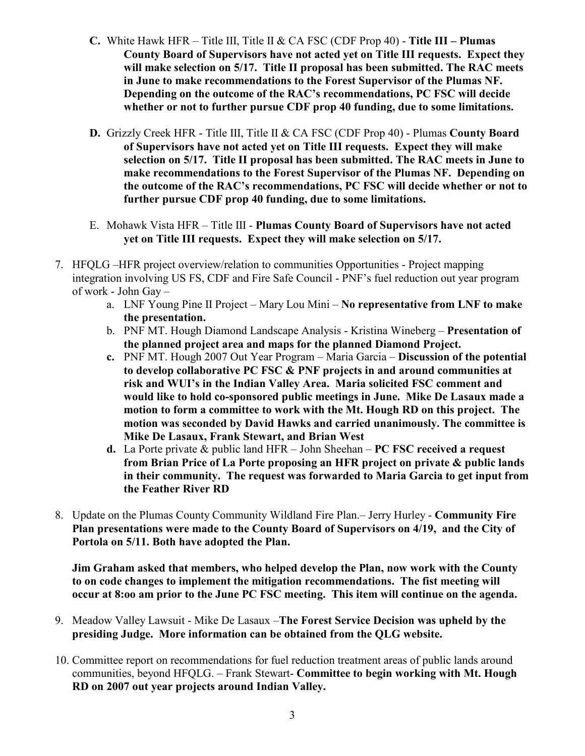**C.** White Hawk HFR – Title III, Title II & CA FSC (CDF Prop 40) - **Title III – Plumas County Board of Supervisors have not acted yet on Title III requests. Expect they will make selection on 5/17. Title II proposal has been submitted. The RAC meets in June to make recommendations to the Forest Supervisor of the Plumas NF. Depending on the outcome of the RAC's recommendations, PC FSC will decide whether or not to further pursue CDF prop 40 funding, due to some limitations.**

**D.** Grizzly Creek HFR - Title III, Title II & CA FSC (CDF Prop 40) - Plumas **County Board of Supervisors have not acted yet on Title III requests. Expect they will make selection on 5/17. Title II proposal has been submitted. The RAC meets in June to make recommendations to the Forest Supervisor of the Plumas NF. Depending on the outcome of the RAC's recommendations, PC FSC will decide whether or not to further pursue CDF prop 40 funding, due to some limitations.**

E. Mohawk Vista HFR – Title III - **Plumas County Board of Supervisors have not acted yet on Title III requests. Expect they will make selection on 5/17.**

7. HFQLG –HFR project overview/relation to communities Opportunities - Project mapping integration involving US FS, CDF and Fire Safe Council - PNF's fuel reduction out year program of work - John Gay –
   a. LNF Young Pine II Project – Mary Lou Mini – **No representative from LNF to make the presentation.**
   b. PNF MT. Hough Diamond Landscape Analysis - Kristina Wineberg – **Presentation of the planned project area and maps for the planned Diamond Project.**
   **c.** PNF MT. Hough 2007 Out Year Program – Maria Garcia – **Discussion of the potential to develop collaborative PC FSC & PNF projects in and around communities at risk and WUI's in the Indian Valley Area. Maria solicited FSC comment and would like to hold co-sponsored public meetings in June. Mike De Lasaux made a motion to form a committee to work with the Mt. Hough RD on this project. The motion was seconded by David Hawks and carried unanimously. The committee is Mike De Lasaux, Frank Stewart, and Brian West**
   **d.** La Porte private & public land HFR – John Sheehan – **PC FSC received a request from Brian Price of La Porte proposing an HFR project on private & public lands in their community. The request was forwarded to Maria Garcia to get input from the Feather River RD**

8. Update on the Plumas County Community Wildland Fire Plan.– Jerry Hurley - **Community Fire Plan presentations were made to the County Board of Supervisors on 4/19, and the City of Portola on 5/11. Both have adopted the Plan.**

   **Jim Graham asked that members, who helped develop the Plan, now work with the County to on code changes to implement the mitigation recommendations. The fist meeting will occur at 8:oo am prior to the June PC FSC meeting. This item will continue on the agenda.**

9. Meadow Valley Lawsuit - Mike De Lasaux –**The Forest Service Decision was upheld by the presiding Judge. More information can be obtained from the QLG website.**

10. Committee report on recommendations for fuel reduction treatment areas of public lands around communities, beyond HFQLG. – Frank Stewart- **Committee to begin working with Mt. Hough RD on 2007 out year projects around Indian Valley.**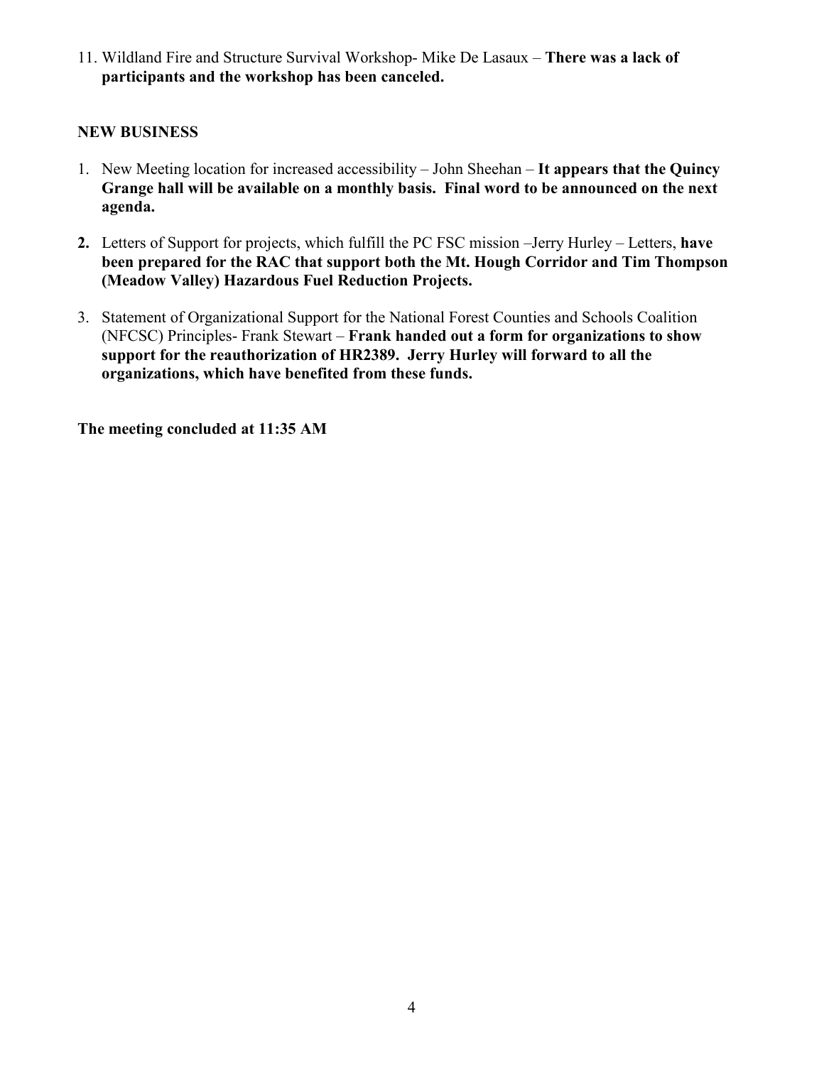11. Wildland Fire and Structure Survival Workshop- Mike De Lasaux – **There was a lack of participants and the workshop has been canceled.**

**NEW BUSINESS**

1. New Meeting location for increased accessibility – John Sheehan – **It appears that the Quincy Grange hall will be available on a monthly basis. Final word to be announced on the next agenda.**

2. Letters of Support for projects, which fulfill the PC FSC mission –Jerry Hurley – Letters, **have been prepared for the RAC that support both the Mt. Hough Corridor and Tim Thompson (Meadow Valley) Hazardous Fuel Reduction Projects.**

3. Statement of Organizational Support for the National Forest Counties and Schools Coalition (NFCSC) Principles- Frank Stewart – **Frank handed out a form for organizations to show support for the reauthorization of HR2389. Jerry Hurley will forward to all the organizations, which have benefited from these funds.**

**The meeting concluded at 11:35 AM**